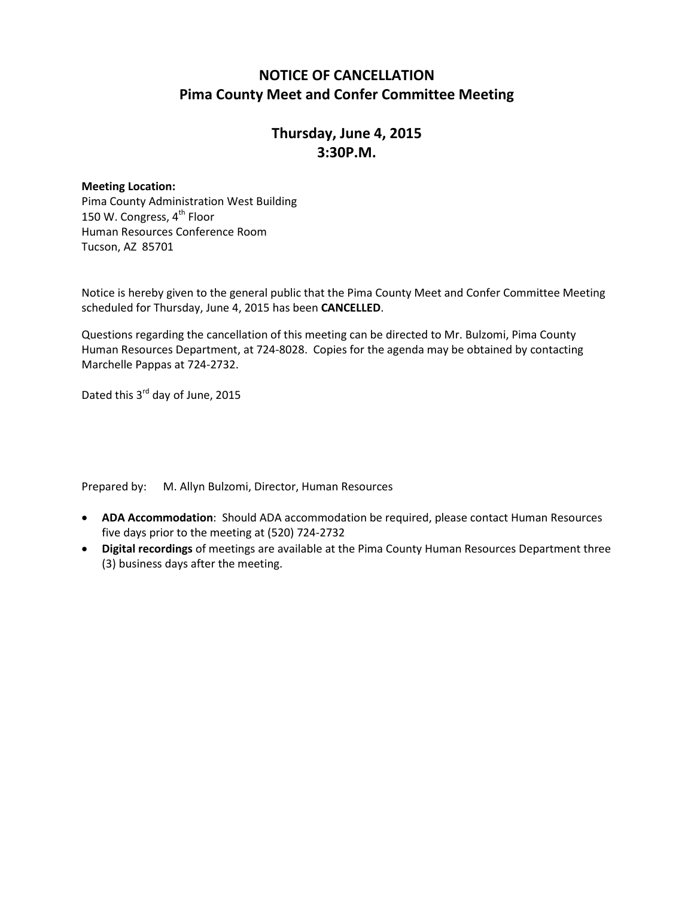# NOTICE OF CANCELLATION
## Pima County Meet and Confer Committee Meeting

## Thursday, June 4, 2015
## 3:30P.M.

**Meeting Location:**
Pima County Administration West Building
150 W. Congress, 4th Floor
Human Resources Conference Room
Tucson, AZ 85701

Notice is hereby given to the general public that the Pima County Meet and Confer Committee Meeting scheduled for Thursday, June 4, 2015 has been **CANCELLED**.

Questions regarding the cancellation of this meeting can be directed to Mr. Bulzomi, Pima County Human Resources Department, at 724-8028. Copies for the agenda may be obtained by contacting Marchelle Pappas at 724-2732.

Dated this 3rd day of June, 2015

Prepared by: M. Allyn Bulzomi, Director, Human Resources

- **ADA Accommodation**: Should ADA accommodation be required, please contact Human Resources five days prior to the meeting at (520) 724-2732
- **Digital recordings** of meetings are available at the Pima County Human Resources Department three (3) business days after the meeting.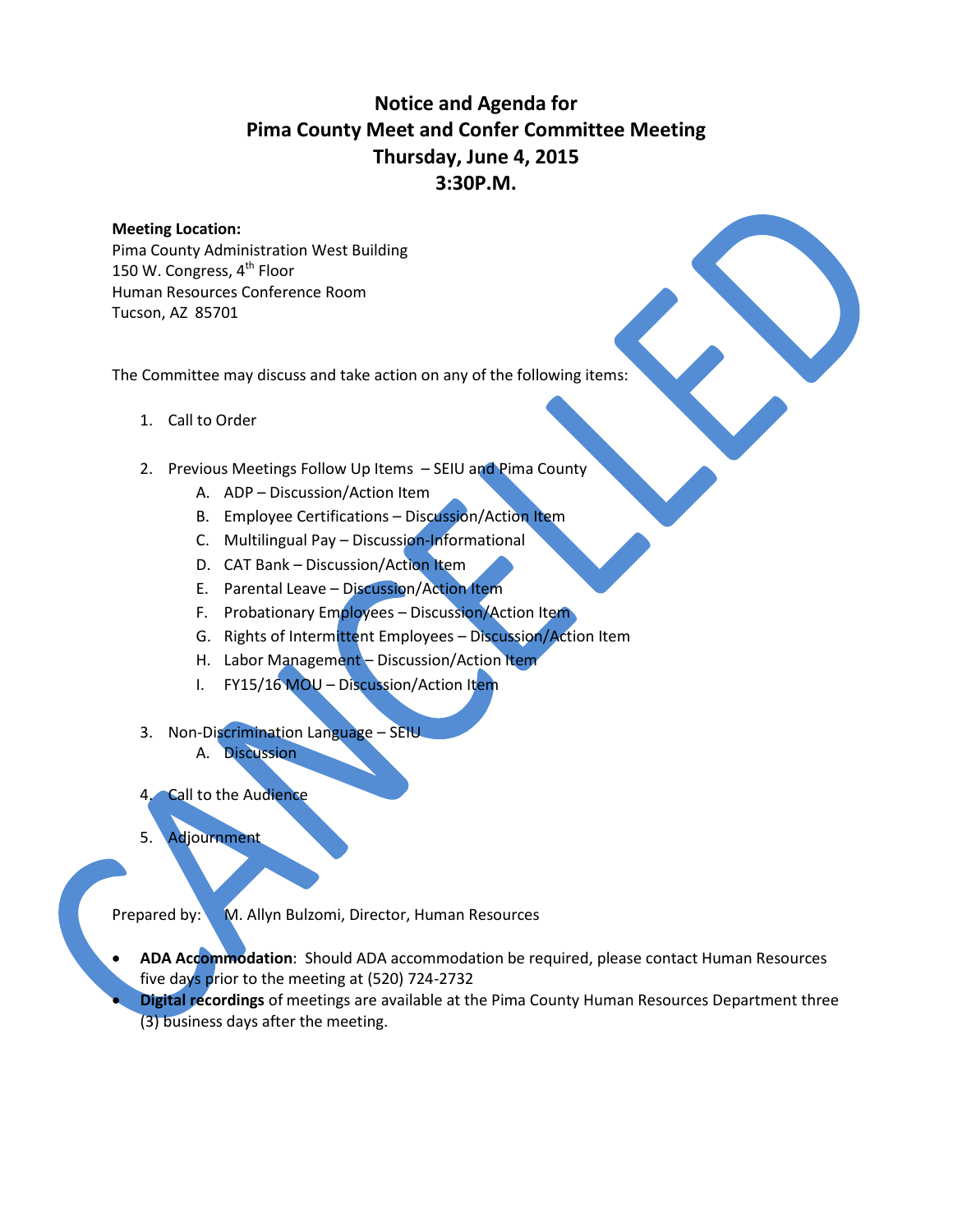# Notice and Agenda for Pima County Meet and Confer Committee Meeting Thursday, June 4, 2015 3:30P.M.

CANCELLED

**Meeting Location:**
Pima County Administration West Building
150 W. Congress, 4th Floor
Human Resources Conference Room
Tucson, AZ 85701

The Committee may discuss and take action on any of the following items:

1. Call to Order
2. Previous Meetings Follow Up Items – SEIU and Pima County
   - A. ADP – Discussion/Action Item
   - B. Employee Certifications – Discussion/Action Item
   - C. Multilingual Pay – Discussion-Informational
   - D. CAT Bank – Discussion/Action Item
   - E. Parental Leave – Discussion/Action Item
   - F. Probationary Employees – Discussion/Action Item
   - G. Rights of Intermittent Employees – Discussion/Action Item
   - H. Labor Management – Discussion/Action Item
   - I. FY15/16 MOU – Discussion/Action Item
3. Non-Discrimination Language – SEIU
   - A. Discussion
4. Call to the Audience
5. Adjournment

Prepared by: M. Allyn Bulzomi, Director, Human Resources

- **ADA Accommodation**: Should ADA accommodation be required, please contact Human Resources five days prior to the meeting at (520) 724-2732
- **Digital recordings** of meetings are available at the Pima County Human Resources Department three (3) business days after the meeting.